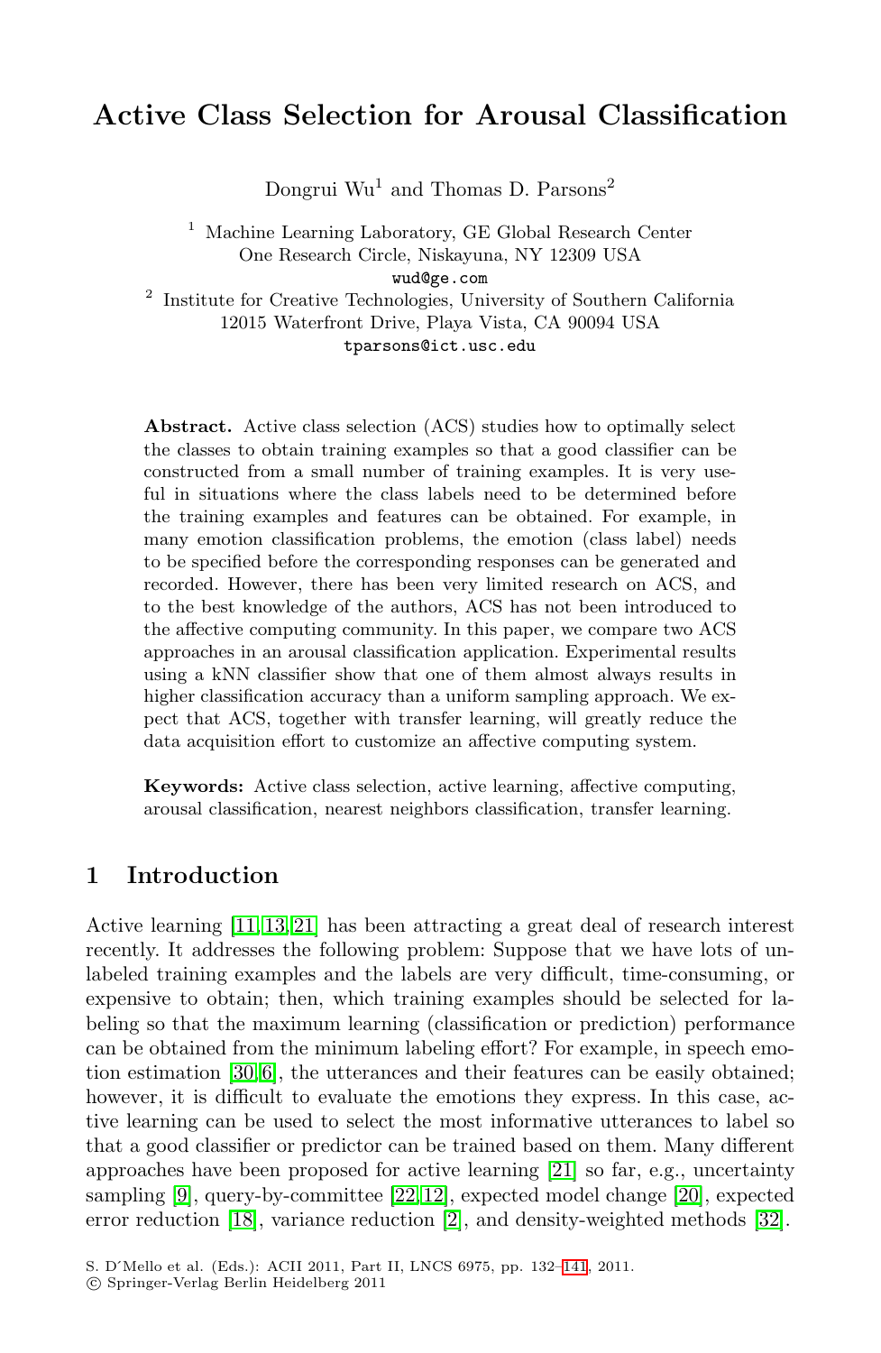# Active Class Selection for Arousal Classification

Dongrui Wu[1] and Thomas D. Parsons[2]

[1] Machine Learning Laboratory, GE Global Research Center
One Research Circle, Niskayuna, NY 12309 USA
wud@ge.com

[2] Institute for Creative Technologies, University of Southern California
12015 Waterfront Drive, Playa Vista, CA 90094 USA
tparsons@ict.usc.edu

**Abstract.** Active class selection (ACS) studies how to optimally select the classes to obtain training examples so that a good classifier can be constructed from a small number of training examples. It is very useful in situations where the class labels need to be determined before the training examples and features can be obtained. For example, in many emotion classification problems, the emotion (class label) needs to be specified before the corresponding responses can be generated and recorded. However, there has been very limited research on ACS, and to the best knowledge of the authors, ACS has not been introduced to the affective computing community. In this paper, we compare two ACS approaches in an arousal classification application. Experimental results using a kNN classifier show that one of them almost always results in higher classification accuracy than a uniform sampling approach. We expect that ACS, together with transfer learning, will greatly reduce the data acquisition effort to customize an affective computing system.

**Keywords:** Active class selection, active learning, affective computing, arousal classification, nearest neighbors classification, transfer learning.

## 1 Introduction

Active learning [11,13,21] has been attracting a great deal of research interest recently. It addresses the following problem: Suppose that we have lots of unlabeled training examples and the labels are very difficult, time-consuming, or expensive to obtain; then, which training examples should be selected for labeling so that the maximum learning (classification or prediction) performance can be obtained from the minimum labeling effort? For example, in speech emotion estimation [30,6], the utterances and their features can be easily obtained; however, it is difficult to evaluate the emotions they express. In this case, active learning can be used to select the most informative utterances to label so that a good classifier or predictor can be trained based on them. Many different approaches have been proposed for active learning [21] so far, e.g., uncertainty sampling [9], query-by-committee [22,12], expected model change [20], expected error reduction [18], variance reduction [2], and density-weighted methods [32].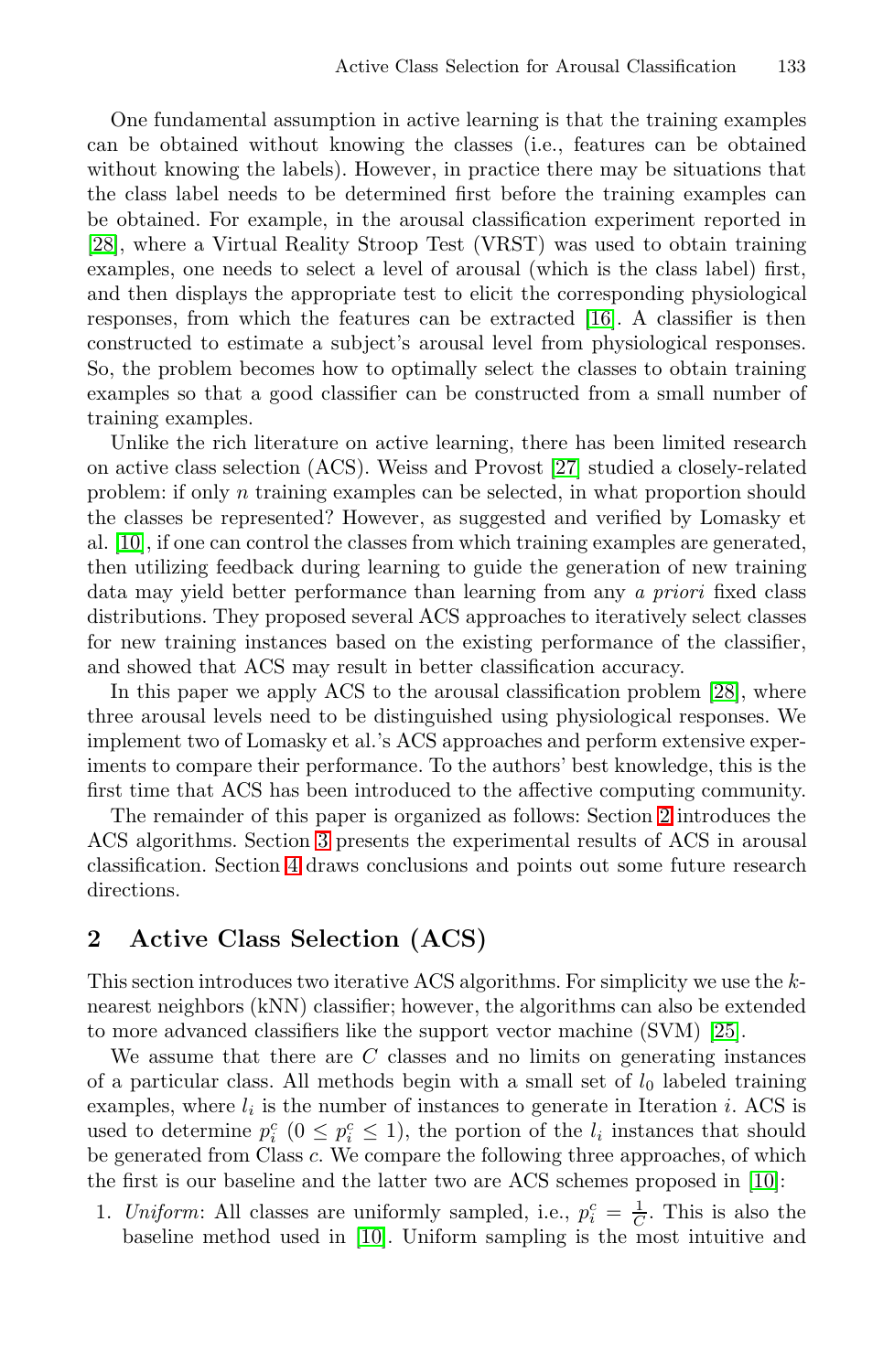One fundamental assumption in active learning is that the training examples can be obtained without knowing the classes (i.e., features can be obtained without knowing the labels). However, in practice there may be situations that the class label needs to be determined first before the training examples can be obtained. For example, in the arousal classification experiment reported in [28], where a Virtual Reality Stroop Test (VRST) was used to obtain training examples, one needs to select a level of arousal (which is the class label) first, and then displays the appropriate test to elicit the corresponding physiological responses, from which the features can be extracted [16]. A classifier is then constructed to estimate a subject's arousal level from physiological responses. So, the problem becomes how to optimally select the classes to obtain training examples so that a good classifier can be constructed from a small number of training examples.

Unlike the rich literature on active learning, there has been limited research on active class selection (ACS). Weiss and Provost [27] studied a closely-related problem: if only $n$ training examples can be selected, in what proportion should the classes be represented? However, as suggested and verified by Lomasky et al. [10], if one can control the classes from which training examples are generated, then utilizing feedback during learning to guide the generation of new training data may yield better performance than learning from any *a priori* fixed class distributions. They proposed several ACS approaches to iteratively select classes for new training instances based on the existing performance of the classifier, and showed that ACS may result in better classification accuracy.

In this paper we apply ACS to the arousal classification problem [28], where three arousal levels need to be distinguished using physiological responses. We implement two of Lomasky et al.'s ACS approaches and perform extensive experiments to compare their performance. To the authors' best knowledge, this is the first time that ACS has been introduced to the affective computing community.

The remainder of this paper is organized as follows: Section 2 introduces the ACS algorithms. Section 3 presents the experimental results of ACS in arousal classification. Section 4 draws conclusions and points out some future research directions.

## 2 Active Class Selection (ACS)

This section introduces two iterative ACS algorithms. For simplicity we use the $k$-nearest neighbors (kNN) classifier; however, the algorithms can also be extended to more advanced classifiers like the support vector machine (SVM) [25].

We assume that there are $C$ classes and no limits on generating instances of a particular class. All methods begin with a small set of $l_0$ labeled training examples, where $l_i$ is the number of instances to generate in Iteration $i$. ACS is used to determine $p_i^c$ ($0 \le p_i^c \le 1$), the portion of the $l_i$ instances that should be generated from Class $c$. We compare the following three approaches, of which the first is our baseline and the latter two are ACS schemes proposed in [10]:

1. *Uniform*: All classes are uniformly sampled, i.e., $p_i^c = \frac{1}{C}$. This is also the baseline method used in [10]. Uniform sampling is the most intuitive and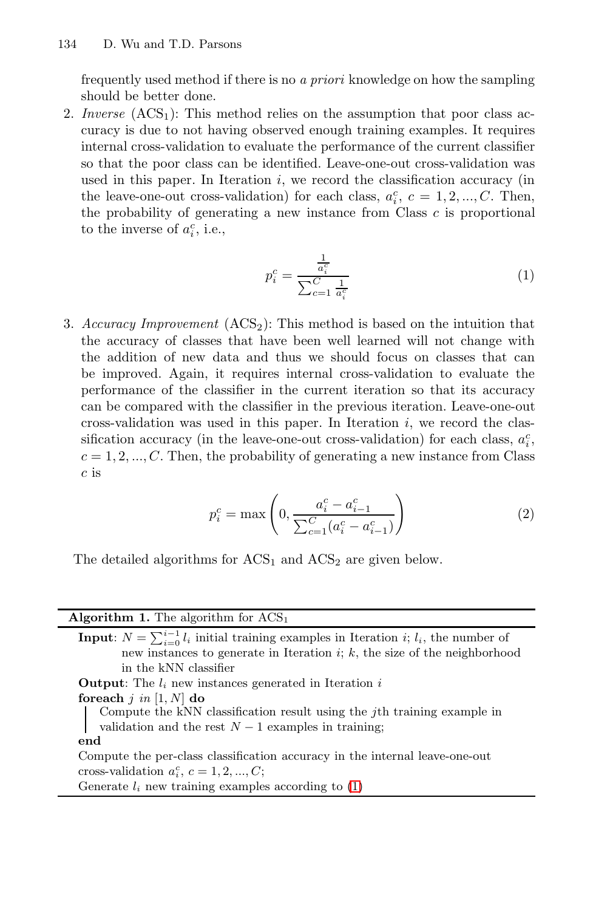frequently used method if there is no *a priori* knowledge on how the sampling should be better done.

2. *Inverse* ($ACS_1$): This method relies on the assumption that poor class accuracy is due to not having observed enough training examples. It requires internal cross-validation to evaluate the performance of the current classifier so that the poor class can be identified. Leave-one-out cross-validation was used in this paper. In Iteration $i$, we record the classification accuracy (in the leave-one-out cross-validation) for each class, $a_i^c$, $c = 1, 2, ..., C$. Then, the probability of generating a new instance from Class $c$ is proportional to the inverse of $a_i^c$, i.e.,

$$p_i^c = \frac{\frac{1}{a_i^c}}{\sum_{c=1}^{C} \frac{1}{a_i^c}} \tag{1}$$

3. *Accuracy Improvement* ($ACS_2$): This method is based on the intuition that the accuracy of classes that have been well learned will not change with the addition of new data and thus we should focus on classes that can be improved. Again, it requires internal cross-validation to evaluate the performance of the classifier in the current iteration so that its accuracy can be compared with the classifier in the previous iteration. Leave-one-out cross-validation was used in this paper. In Iteration $i$, we record the classification accuracy (in the leave-one-out cross-validation) for each class, $a_i^c$, $c = 1, 2, ..., C$. Then, the probability of generating a new instance from Class $c$ is

$$p_i^c = \max\left(0, \frac{a_i^c - a_{i-1}^c}{\sum_{c=1}^{C}(a_i^c - a_{i-1}^c)}\right) \tag{2}$$

The detailed algorithms for $ACS_1$ and $ACS_2$ are given below.

**Algorithm 1.** The algorithm for $ACS_1$

**Input**: $N = \sum_{i=0}^{i-1} l_i$ initial training examples in Iteration $i$; $l_i$, the number of new instances to generate in Iteration $i$; $k$, the size of the neighborhood in the kNN classifier

**Output**: The $l_i$ new instances generated in Iteration $i$

**foreach** $j$ *in* $[1, N]$ **do**

  Compute the kNN classification result using the $j$th training example in validation and the rest $N - 1$ examples in training;

**end**

Compute the per-class classification accuracy in the internal leave-one-out cross-validation $a_i^c$, $c = 1, 2, ..., C$;

Generate $l_i$ new training examples according to (1)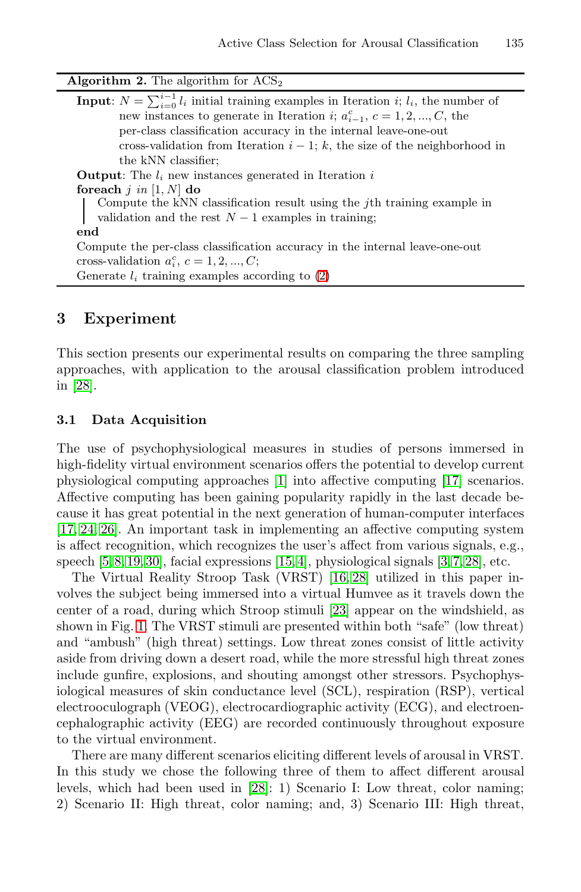**Algorithm 2.** The algorithm for $\text{ACS}_2$

**Input**: $N = \sum_{i=0}^{i-1} l_i$ initial training examples in Iteration $i$; $l_i$, the number of new instances to generate in Iteration $i$; $a_{i-1}^c$, $c = 1, 2, ..., C$, the per-class classification accuracy in the internal leave-one-out cross-validation from Iteration $i-1$; $k$, the size of the neighborhood in the kNN classifier;

**Output**: The $l_i$ new instances generated in Iteration $i$

**foreach** $j$ *in* $[1, N]$ **do**

  Compute the kNN classification result using the $j$th training example in validation and the rest $N-1$ examples in training;

**end**

Compute the per-class classification accuracy in the internal leave-one-out cross-validation $a_i^c$, $c = 1, 2, ..., C$;

Generate $l_i$ training examples according to (2)

## 3 Experiment

This section presents our experimental results on comparing the three sampling approaches, with application to the arousal classification problem introduced in [28].

### 3.1 Data Acquisition

The use of psychophysiological measures in studies of persons immersed in high-fidelity virtual environment scenarios offers the potential to develop current physiological computing approaches [1] into affective computing [17] scenarios. Affective computing has been gaining popularity rapidly in the last decade because it has great potential in the next generation of human-computer interfaces [17,24,26]. An important task in implementing an affective computing system is affect recognition, which recognizes the user's affect from various signals, e.g., speech [5,8,19,30], facial expressions [15,4], physiological signals [3,7,28], etc.

The Virtual Reality Stroop Task (VRST) [16,28] utilized in this paper involves the subject being immersed into a virtual Humvee as it travels down the center of a road, during which Stroop stimuli [23] appear on the windshield, as shown in Fig. 1. The VRST stimuli are presented within both "safe" (low threat) and "ambush" (high threat) settings. Low threat zones consist of little activity aside from driving down a desert road, while the more stressful high threat zones include gunfire, explosions, and shouting amongst other stressors. Psychophysiological measures of skin conductance level (SCL), respiration (RSP), vertical electrooculograph (VEOG), electrocardiographic activity (ECG), and electroencephalographic activity (EEG) are recorded continuously throughout exposure to the virtual environment.

There are many different scenarios eliciting different levels of arousal in VRST. In this study we chose the following three of them to affect different arousal levels, which had been used in [28]: 1) Scenario I: Low threat, color naming; 2) Scenario II: High threat, color naming; and, 3) Scenario III: High threat,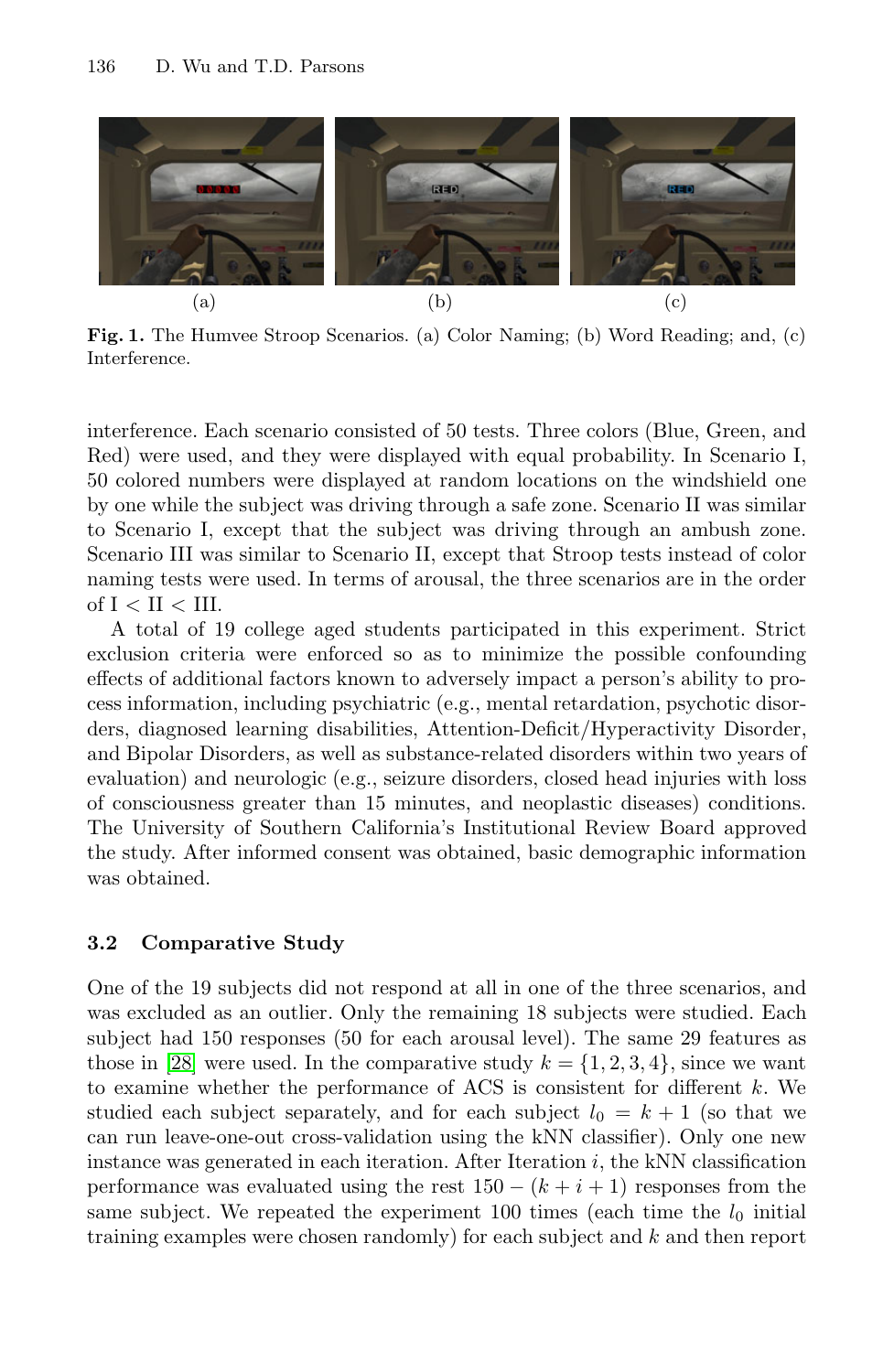(a) (b) (c)

**Fig. 1.** The Humvee Stroop Scenarios. (a) Color Naming; (b) Word Reading; and, (c) Interference.

interference. Each scenario consisted of 50 tests. Three colors (Blue, Green, and Red) were used, and they were displayed with equal probability. In Scenario I, 50 colored numbers were displayed at random locations on the windshield one by one while the subject was driving through a safe zone. Scenario II was similar to Scenario I, except that the subject was driving through an ambush zone. Scenario III was similar to Scenario II, except that Stroop tests instead of color naming tests were used. In terms of arousal, the three scenarios are in the order of I < II < III.

A total of 19 college aged students participated in this experiment. Strict exclusion criteria were enforced so as to minimize the possible confounding effects of additional factors known to adversely impact a person's ability to process information, including psychiatric (e.g., mental retardation, psychotic disorders, diagnosed learning disabilities, Attention-Deficit/Hyperactivity Disorder, and Bipolar Disorders, as well as substance-related disorders within two years of evaluation) and neurologic (e.g., seizure disorders, closed head injuries with loss of consciousness greater than 15 minutes, and neoplastic diseases) conditions. The University of Southern California's Institutional Review Board approved the study. After informed consent was obtained, basic demographic information was obtained.

### 3.2 Comparative Study

One of the 19 subjects did not respond at all in one of the three scenarios, and was excluded as an outlier. Only the remaining 18 subjects were studied. Each subject had 150 responses (50 for each arousal level). The same 29 features as those in [28] were used. In the comparative study $k = \{1, 2, 3, 4\}$, since we want to examine whether the performance of ACS is consistent for different $k$. We studied each subject separately, and for each subject $l_0 = k + 1$ (so that we can run leave-one-out cross-validation using the kNN classifier). Only one new instance was generated in each iteration. After Iteration $i$, the kNN classification performance was evaluated using the rest $150 - (k + i + 1)$ responses from the same subject. We repeated the experiment 100 times (each time the $l_0$ initial training examples were chosen randomly) for each subject and $k$ and then report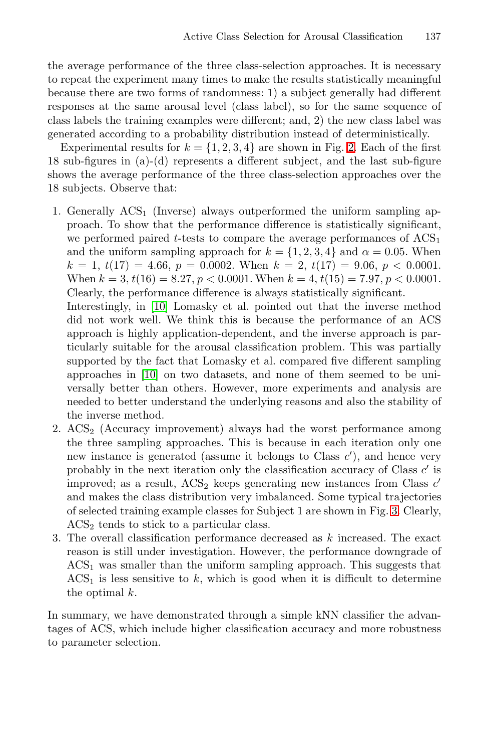the average performance of the three class-selection approaches. It is necessary to repeat the experiment many times to make the results statistically meaningful because there are two forms of randomness: 1) a subject generally had different responses at the same arousal level (class label), so for the same sequence of class labels the training examples were different; and, 2) the new class label was generated according to a probability distribution instead of deterministically.

Experimental results for $k = \{1, 2, 3, 4\}$ are shown in Fig. 2. Each of the first 18 sub-figures in (a)-(d) represents a different subject, and the last sub-figure shows the average performance of the three class-selection approaches over the 18 subjects. Observe that:

1. Generally $ACS_1$ (Inverse) always outperformed the uniform sampling approach. To show that the performance difference is statistically significant, we performed paired $t$-tests to compare the average performances of $ACS_1$ and the uniform sampling approach for $k = \{1, 2, 3, 4\}$ and $\alpha = 0.05$. When $k = 1$, $t(17) = 4.66$, $p = 0.0002$. When $k = 2$, $t(17) = 9.06$, $p < 0.0001$. When $k = 3$, $t(16) = 8.27$, $p < 0.0001$. When $k = 4$, $t(15) = 7.97$, $p < 0.0001$. Clearly, the performance difference is always statistically significant.
   Interestingly, in [10] Lomasky et al. pointed out that the inverse method did not work well. We think this is because the performance of an ACS approach is highly application-dependent, and the inverse approach is particularly suitable for the arousal classification problem. This was partially supported by the fact that Lomasky et al. compared five different sampling approaches in [10] on two datasets, and none of them seemed to be universally better than others. However, more experiments and analysis are needed to better understand the underlying reasons and also the stability of the inverse method.
2. $ACS_2$ (Accuracy improvement) always had the worst performance among the three sampling approaches. This is because in each iteration only one new instance is generated (assume it belongs to Class $c'$), and hence very probably in the next iteration only the classification accuracy of Class $c'$ is improved; as a result, $ACS_2$ keeps generating new instances from Class $c'$ and makes the class distribution very imbalanced. Some typical trajectories of selected training example classes for Subject 1 are shown in Fig. 3. Clearly, $ACS_2$ tends to stick to a particular class.
3. The overall classification performance decreased as $k$ increased. The exact reason is still under investigation. However, the performance downgrade of $ACS_1$ was smaller than the uniform sampling approach. This suggests that $ACS_1$ is less sensitive to $k$, which is good when it is difficult to determine the optimal $k$.

In summary, we have demonstrated through a simple kNN classifier the advantages of ACS, which include higher classification accuracy and more robustness to parameter selection.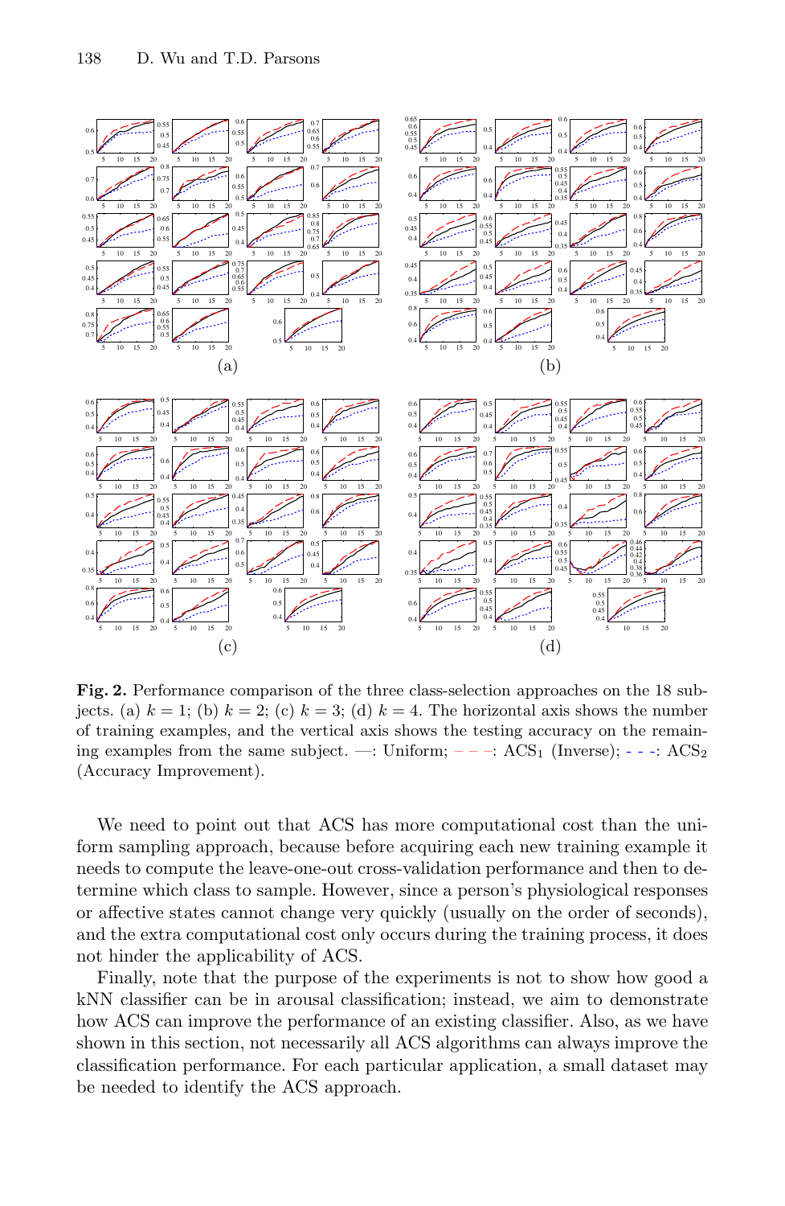**Fig. 2.** Performance comparison of the three class-selection approaches on the 18 subjects. (a) $k = 1$; (b) $k = 2$; (c) $k = 3$; (d) $k = 4$. The horizontal axis shows the number of training examples, and the vertical axis shows the testing accuracy on the remaining examples from the same subject. —: Uniform; – – –: $ACS_1$ (Inverse); - - -: $ACS_2$ (Accuracy Improvement).

We need to point out that ACS has more computational cost than the uniform sampling approach, because before acquiring each new training example it needs to compute the leave-one-out cross-validation performance and then to determine which class to sample. However, since a person's physiological responses or affective states cannot change very quickly (usually on the order of seconds), and the extra computational cost only occurs during the training process, it does not hinder the applicability of ACS.

Finally, note that the purpose of the experiments is not to show how good a kNN classifier can be in arousal classification; instead, we aim to demonstrate how ACS can improve the performance of an existing classifier. Also, as we have shown in this section, not necessarily all ACS algorithms can always improve the classification performance. For each particular application, a small dataset may be needed to identify the ACS approach.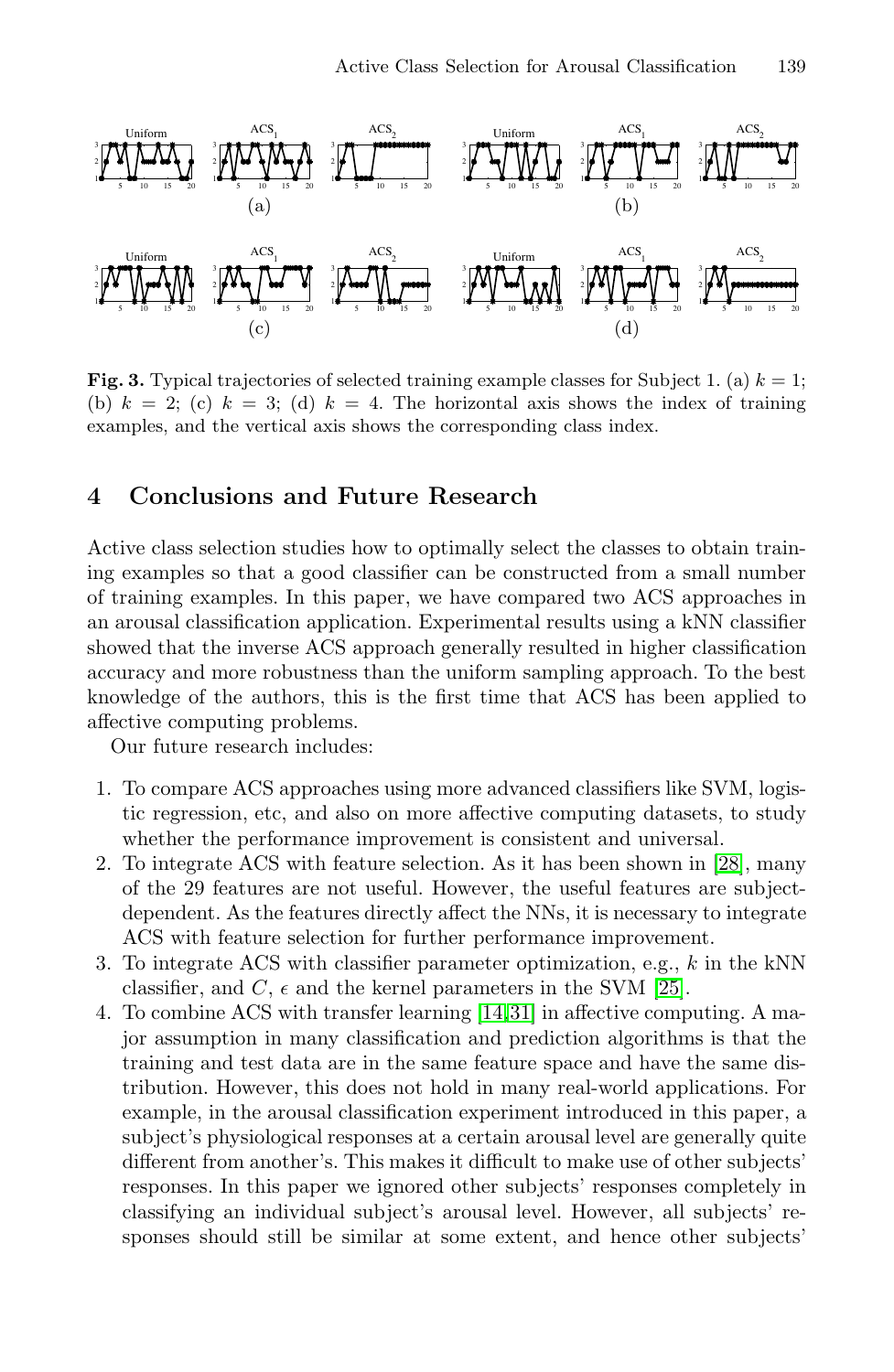**Fig. 3.** Typical trajectories of selected training example classes for Subject 1. (a) $k = 1$; (b) $k = 2$; (c) $k = 3$; (d) $k = 4$. The horizontal axis shows the index of training examples, and the vertical axis shows the corresponding class index.

## 4 Conclusions and Future Research

Active class selection studies how to optimally select the classes to obtain training examples so that a good classifier can be constructed from a small number of training examples. In this paper, we have compared two ACS approaches in an arousal classification application. Experimental results using a kNN classifier showed that the inverse ACS approach generally resulted in higher classification accuracy and more robustness than the uniform sampling approach. To the best knowledge of the authors, this is the first time that ACS has been applied to affective computing problems.

Our future research includes:

1. To compare ACS approaches using more advanced classifiers like SVM, logistic regression, etc, and also on more affective computing datasets, to study whether the performance improvement is consistent and universal.
2. To integrate ACS with feature selection. As it has been shown in [28], many of the 29 features are not useful. However, the useful features are subject-dependent. As the features directly affect the NNs, it is necessary to integrate ACS with feature selection for further performance improvement.
3. To integrate ACS with classifier parameter optimization, e.g., $k$ in the kNN classifier, and $C$, $\epsilon$ and the kernel parameters in the SVM [25].
4. To combine ACS with transfer learning [14,31] in affective computing. A major assumption in many classification and prediction algorithms is that the training and test data are in the same feature space and have the same distribution. However, this does not hold in many real-world applications. For example, in the arousal classification experiment introduced in this paper, a subject's physiological responses at a certain arousal level are generally quite different from another's. This makes it difficult to make use of other subjects' responses. In this paper we ignored other subjects' responses completely in classifying an individual subject's arousal level. However, all subjects' responses should still be similar at some extent, and hence other subjects'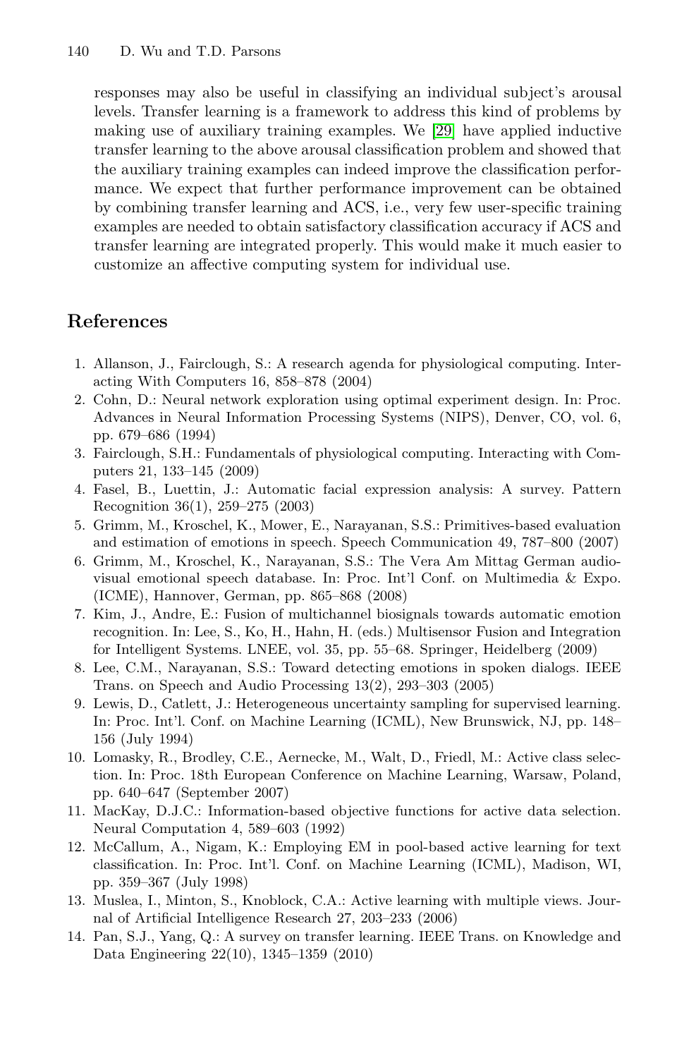responses may also be useful in classifying an individual subject's arousal levels. Transfer learning is a framework to address this kind of problems by making use of auxiliary training examples. We [29] have applied inductive transfer learning to the above arousal classification problem and showed that the auxiliary training examples can indeed improve the classification performance. We expect that further performance improvement can be obtained by combining transfer learning and ACS, i.e., very few user-specific training examples are needed to obtain satisfactory classification accuracy if ACS and transfer learning are integrated properly. This would make it much easier to customize an affective computing system for individual use.

## References

1. Allanson, J., Fairclough, S.: A research agenda for physiological computing. Interacting With Computers 16, 858–878 (2004)
2. Cohn, D.: Neural network exploration using optimal experiment design. In: Proc. Advances in Neural Information Processing Systems (NIPS), Denver, CO, vol. 6, pp. 679–686 (1994)
3. Fairclough, S.H.: Fundamentals of physiological computing. Interacting with Computers 21, 133–145 (2009)
4. Fasel, B., Luettin, J.: Automatic facial expression analysis: A survey. Pattern Recognition 36(1), 259–275 (2003)
5. Grimm, M., Kroschel, K., Mower, E., Narayanan, S.S.: Primitives-based evaluation and estimation of emotions in speech. Speech Communication 49, 787–800 (2007)
6. Grimm, M., Kroschel, K., Narayanan, S.S.: The Vera Am Mittag German audiovisual emotional speech database. In: Proc. Int'l Conf. on Multimedia & Expo. (ICME), Hannover, German, pp. 865–868 (2008)
7. Kim, J., Andre, E.: Fusion of multichannel biosignals towards automatic emotion recognition. In: Lee, S., Ko, H., Hahn, H. (eds.) Multisensor Fusion and Integration for Intelligent Systems. LNEE, vol. 35, pp. 55–68. Springer, Heidelberg (2009)
8. Lee, C.M., Narayanan, S.S.: Toward detecting emotions in spoken dialogs. IEEE Trans. on Speech and Audio Processing 13(2), 293–303 (2005)
9. Lewis, D., Catlett, J.: Heterogeneous uncertainty sampling for supervised learning. In: Proc. Int'l. Conf. on Machine Learning (ICML), New Brunswick, NJ, pp. 148–156 (July 1994)
10. Lomasky, R., Brodley, C.E., Aernecke, M., Walt, D., Friedl, M.: Active class selection. In: Proc. 18th European Conference on Machine Learning, Warsaw, Poland, pp. 640–647 (September 2007)
11. MacKay, D.J.C.: Information-based objective functions for active data selection. Neural Computation 4, 589–603 (1992)
12. McCallum, A., Nigam, K.: Employing EM in pool-based active learning for text classification. In: Proc. Int'l. Conf. on Machine Learning (ICML), Madison, WI, pp. 359–367 (July 1998)
13. Muslea, I., Minton, S., Knoblock, C.A.: Active learning with multiple views. Journal of Artificial Intelligence Research 27, 203–233 (2006)
14. Pan, S.J., Yang, Q.: A survey on transfer learning. IEEE Trans. on Knowledge and Data Engineering 22(10), 1345–1359 (2010)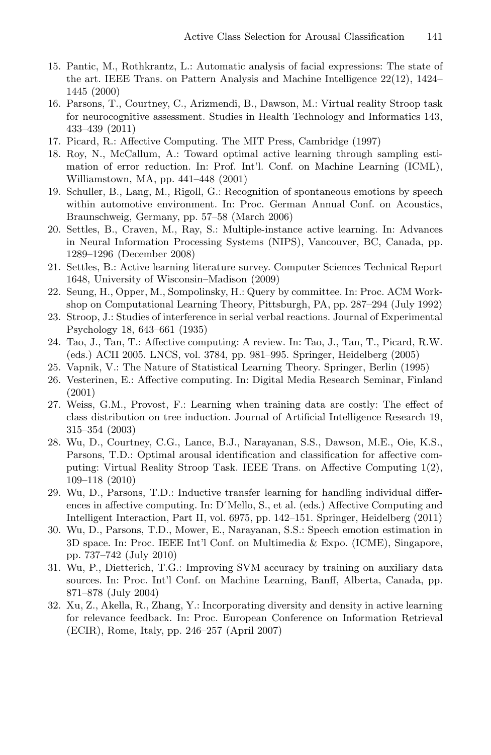15. Pantic, M., Rothkrantz, L.: Automatic analysis of facial expressions: The state of the art. IEEE Trans. on Pattern Analysis and Machine Intelligence 22(12), 1424–1445 (2000)
16. Parsons, T., Courtney, C., Arizmendi, B., Dawson, M.: Virtual reality Stroop task for neurocognitive assessment. Studies in Health Technology and Informatics 143, 433–439 (2011)
17. Picard, R.: Affective Computing. The MIT Press, Cambridge (1997)
18. Roy, N., McCallum, A.: Toward optimal active learning through sampling estimation of error reduction. In: Prof. Int'l. Conf. on Machine Learning (ICML), Williamstown, MA, pp. 441–448 (2001)
19. Schuller, B., Lang, M., Rigoll, G.: Recognition of spontaneous emotions by speech within automotive environment. In: Proc. German Annual Conf. on Acoustics, Braunschweig, Germany, pp. 57–58 (March 2006)
20. Settles, B., Craven, M., Ray, S.: Multiple-instance active learning. In: Advances in Neural Information Processing Systems (NIPS), Vancouver, BC, Canada, pp. 1289–1296 (December 2008)
21. Settles, B.: Active learning literature survey. Computer Sciences Technical Report 1648, University of Wisconsin–Madison (2009)
22. Seung, H., Opper, M., Sompolinsky, H.: Query by committee. In: Proc. ACM Workshop on Computational Learning Theory, Pittsburgh, PA, pp. 287–294 (July 1992)
23. Stroop, J.: Studies of interference in serial verbal reactions. Journal of Experimental Psychology 18, 643–661 (1935)
24. Tao, J., Tan, T.: Affective computing: A review. In: Tao, J., Tan, T., Picard, R.W. (eds.) ACII 2005. LNCS, vol. 3784, pp. 981–995. Springer, Heidelberg (2005)
25. Vapnik, V.: The Nature of Statistical Learning Theory. Springer, Berlin (1995)
26. Vesterinen, E.: Affective computing. In: Digital Media Research Seminar, Finland (2001)
27. Weiss, G.M., Provost, F.: Learning when training data are costly: The effect of class distribution on tree induction. Journal of Artificial Intelligence Research 19, 315–354 (2003)
28. Wu, D., Courtney, C.G., Lance, B.J., Narayanan, S.S., Dawson, M.E., Oie, K.S., Parsons, T.D.: Optimal arousal identification and classification for affective computing: Virtual Reality Stroop Task. IEEE Trans. on Affective Computing 1(2), 109–118 (2010)
29. Wu, D., Parsons, T.D.: Inductive transfer learning for handling individual differences in affective computing. In: D´Mello, S., et al. (eds.) Affective Computing and Intelligent Interaction, Part II, vol. 6975, pp. 142–151. Springer, Heidelberg (2011)
30. Wu, D., Parsons, T.D., Mower, E., Narayanan, S.S.: Speech emotion estimation in 3D space. In: Proc. IEEE Int'l Conf. on Multimedia & Expo. (ICME), Singapore, pp. 737–742 (July 2010)
31. Wu, P., Dietterich, T.G.: Improving SVM accuracy by training on auxiliary data sources. In: Proc. Int'l Conf. on Machine Learning, Banff, Alberta, Canada, pp. 871–878 (July 2004)
32. Xu, Z., Akella, R., Zhang, Y.: Incorporating diversity and density in active learning for relevance feedback. In: Proc. European Conference on Information Retrieval (ECIR), Rome, Italy, pp. 246–257 (April 2007)